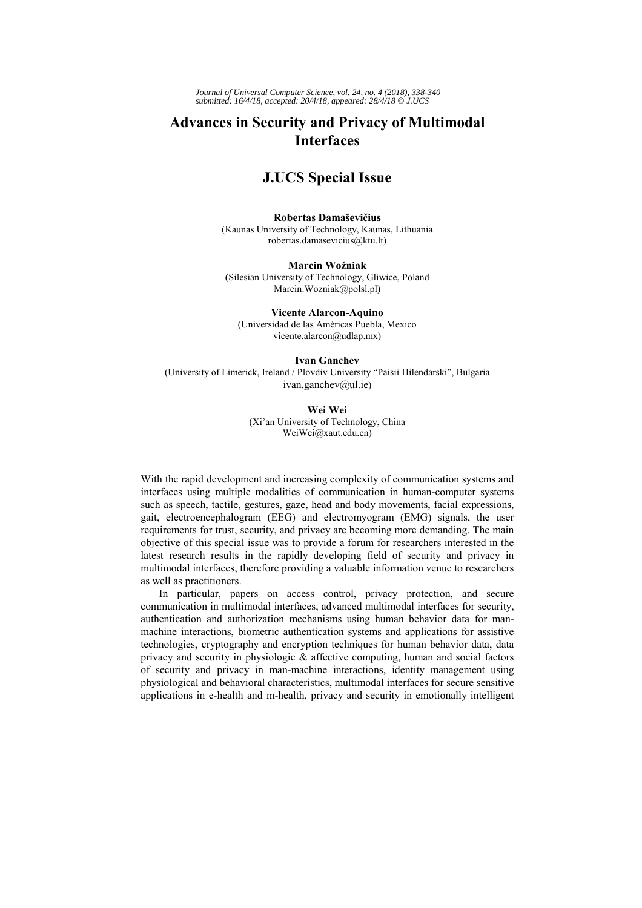# Advances in Security and Privacy of Multimodal Interfaces

## J.UCS Special Issue

**Robertas Damaševičius**
(Kaunas University of Technology, Kaunas, Lithuania
robertas.damasevicius@ktu.lt)

**Marcin Woźniak**
(Silesian University of Technology, Gliwice, Poland
Marcin.Wozniak@polsl.pl)

**Vicente Alarcon-Aquino**
(Universidad de las Américas Puebla, Mexico
vicente.alarcon@udlap.mx)

**Ivan Ganchev**
(University of Limerick, Ireland / Plovdiv University "Paisii Hilendarski", Bulgaria
ivan.ganchev@ul.ie)

**Wei Wei**
(Xi'an University of Technology, China
WeiWei@xaut.edu.cn)

With the rapid development and increasing complexity of communication systems and interfaces using multiple modalities of communication in human-computer systems such as speech, tactile, gestures, gaze, head and body movements, facial expressions, gait, electroencephalogram (EEG) and electromyogram (EMG) signals, the user requirements for trust, security, and privacy are becoming more demanding. The main objective of this special issue was to provide a forum for researchers interested in the latest research results in the rapidly developing field of security and privacy in multimodal interfaces, therefore providing a valuable information venue to researchers as well as practitioners.

In particular, papers on access control, privacy protection, and secure communication in multimodal interfaces, advanced multimodal interfaces for security, authentication and authorization mechanisms using human behavior data for man-machine interactions, biometric authentication systems and applications for assistive technologies, cryptography and encryption techniques for human behavior data, data privacy and security in physiologic & affective computing, human and social factors of security and privacy in man-machine interactions, identity management using physiological and behavioral characteristics, multimodal interfaces for secure sensitive applications in e-health and m-health, privacy and security in emotionally intelligent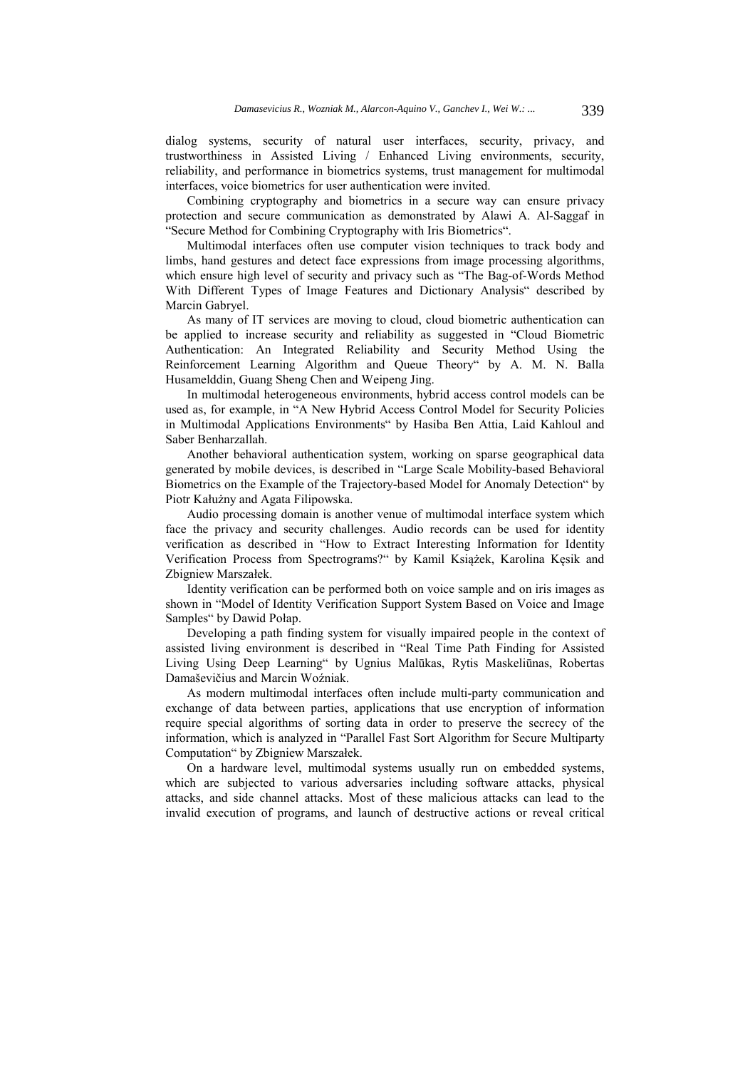dialog systems, security of natural user interfaces, security, privacy, and trustworthiness in Assisted Living / Enhanced Living environments, security, reliability, and performance in biometrics systems, trust management for multimodal interfaces, voice biometrics for user authentication were invited.

Combining cryptography and biometrics in a secure way can ensure privacy protection and secure communication as demonstrated by Alawi A. Al-Saggaf in "Secure Method for Combining Cryptography with Iris Biometrics".

Multimodal interfaces often use computer vision techniques to track body and limbs, hand gestures and detect face expressions from image processing algorithms, which ensure high level of security and privacy such as "The Bag-of-Words Method With Different Types of Image Features and Dictionary Analysis" described by Marcin Gabryel.

As many of IT services are moving to cloud, cloud biometric authentication can be applied to increase security and reliability as suggested in "Cloud Biometric Authentication: An Integrated Reliability and Security Method Using the Reinforcement Learning Algorithm and Queue Theory" by A. M. N. Balla Husamelddin, Guang Sheng Chen and Weipeng Jing.

In multimodal heterogeneous environments, hybrid access control models can be used as, for example, in "A New Hybrid Access Control Model for Security Policies in Multimodal Applications Environments" by Hasiba Ben Attia, Laid Kahloul and Saber Benharzallah.

Another behavioral authentication system, working on sparse geographical data generated by mobile devices, is described in "Large Scale Mobility-based Behavioral Biometrics on the Example of the Trajectory-based Model for Anomaly Detection" by Piotr Kałużny and Agata Filipowska.

Audio processing domain is another venue of multimodal interface system which face the privacy and security challenges. Audio records can be used for identity verification as described in "How to Extract Interesting Information for Identity Verification Process from Spectrograms?" by Kamil Książek, Karolina Kęsik and Zbigniew Marszałek.

Identity verification can be performed both on voice sample and on iris images as shown in "Model of Identity Verification Support System Based on Voice and Image Samples" by Dawid Połap.

Developing a path finding system for visually impaired people in the context of assisted living environment is described in "Real Time Path Finding for Assisted Living Using Deep Learning" by Ugnius Malūkas, Rytis Maskeliūnas, Robertas Damaševičius and Marcin Woźniak.

As modern multimodal interfaces often include multi-party communication and exchange of data between parties, applications that use encryption of information require special algorithms of sorting data in order to preserve the secrecy of the information, which is analyzed in "Parallel Fast Sort Algorithm for Secure Multiparty Computation" by Zbigniew Marszałek.

On a hardware level, multimodal systems usually run on embedded systems, which are subjected to various adversaries including software attacks, physical attacks, and side channel attacks. Most of these malicious attacks can lead to the invalid execution of programs, and launch of destructive actions or reveal critical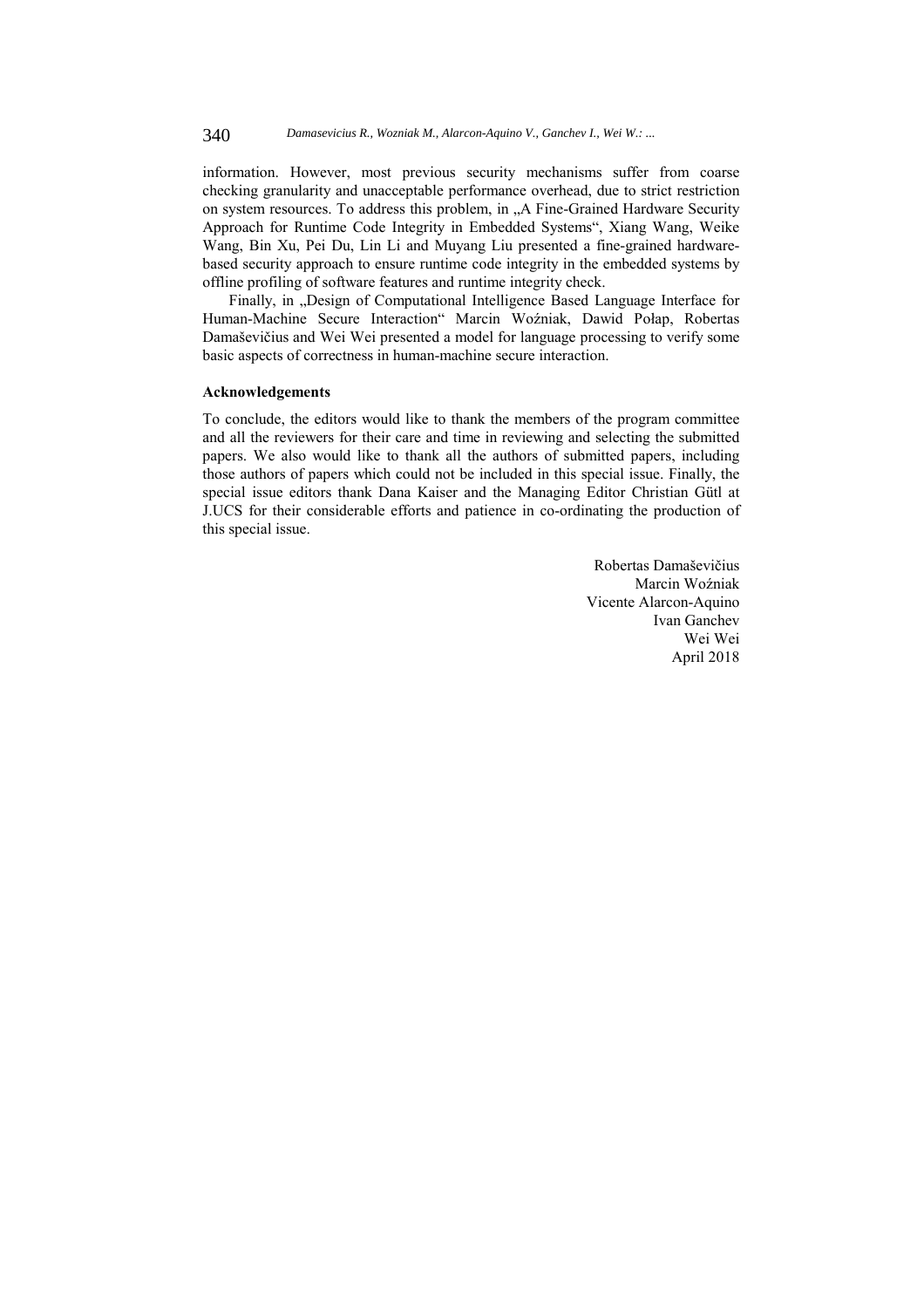information. However, most previous security mechanisms suffer from coarse checking granularity and unacceptable performance overhead, due to strict restriction on system resources. To address this problem, in „A Fine-Grained Hardware Security Approach for Runtime Code Integrity in Embedded Systems“, Xiang Wang, Weike Wang, Bin Xu, Pei Du, Lin Li and Muyang Liu presented a fine-grained hardware-based security approach to ensure runtime code integrity in the embedded systems by offline profiling of software features and runtime integrity check.

Finally, in „Design of Computational Intelligence Based Language Interface for Human-Machine Secure Interaction“ Marcin Woźniak, Dawid Połap, Robertas Damaševičius and Wei Wei presented a model for language processing to verify some basic aspects of correctness in human-machine secure interaction.

**Acknowledgements**

To conclude, the editors would like to thank the members of the program committee and all the reviewers for their care and time in reviewing and selecting the submitted papers. We also would like to thank all the authors of submitted papers, including those authors of papers which could not be included in this special issue. Finally, the special issue editors thank Dana Kaiser and the Managing Editor Christian Gütl at J.UCS for their considerable efforts and patience in co-ordinating the production of this special issue.

Robertas Damaševičius
Marcin Woźniak
Vicente Alarcon-Aquino
Ivan Ganchev
Wei Wei
April 2018